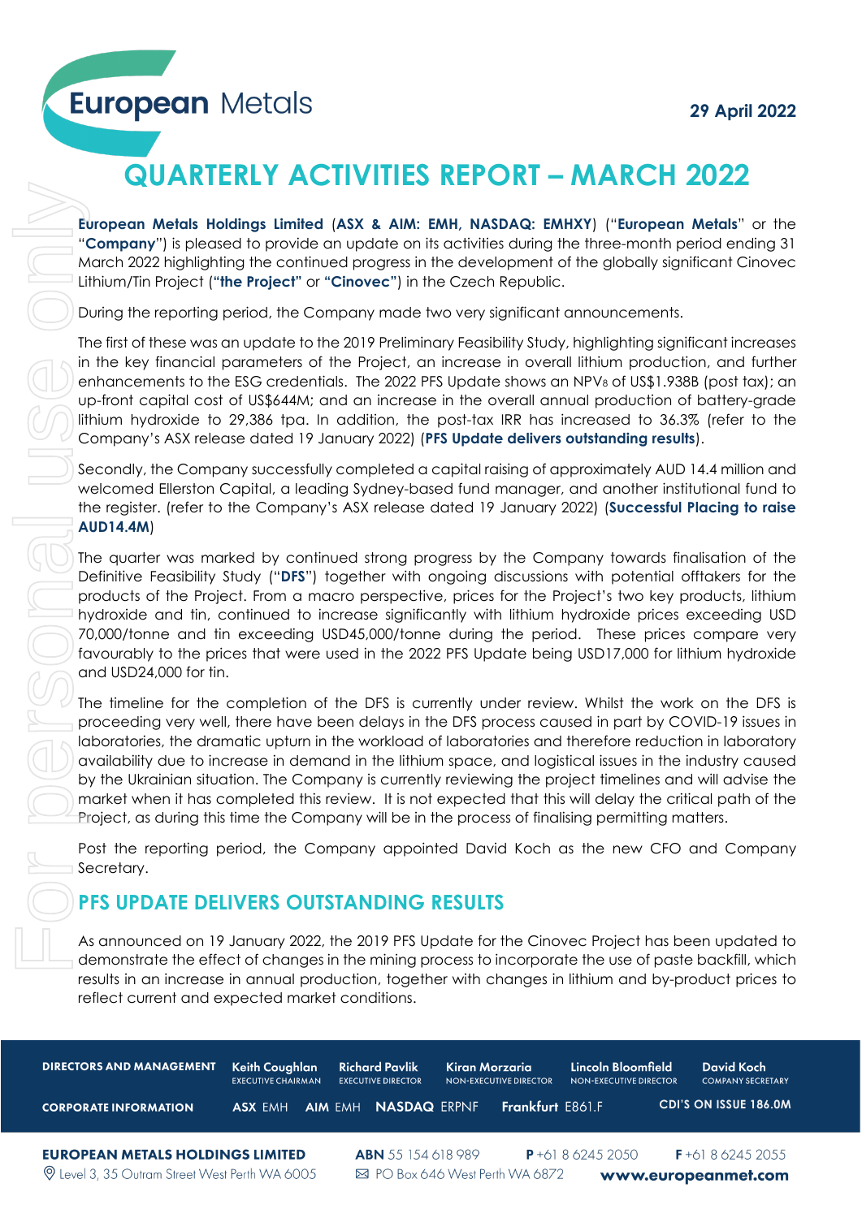European Metals

29 April 2022

# QUARTERLY ACTIVITIES REPORT – MARCH 2022

**European Metals Holdings Limited** (**ASX & AIM: EMH, NASDAQ: EMHXY**) ("**European Metals**" or the "**Company**") is pleased to provide an update on its activities during the three-month period ending 31 March 2022 highlighting the continued progress in the development of the globally significant Cinovec Lithium/Tin Project (**"the Project"** or **"Cinovec"**) in the Czech Republic.

During the reporting period, the Company made two very significant announcements.

The first of these was an update to the 2019 Preliminary Feasibility Study, highlighting significant increases in the key financial parameters of the Project, an increase in overall lithium production, and further enhancements to the ESG credentials. The 2022 PFS Update shows an $NPV_8$ of US$1.938B (post tax); an up-front capital cost of US$644M; and an increase in the overall annual production of battery-grade lithium hydroxide to 29,386 tpa. In addition, the post-tax IRR has increased to 36.3% (refer to the Company's ASX release dated 19 January 2022) (**PFS Update delivers outstanding results**).

Secondly, the Company successfully completed a capital raising of approximately AUD 14.4 million and welcomed Ellerston Capital, a leading Sydney-based fund manager, and another institutional fund to the register. (refer to the Company's ASX release dated 19 January 2022) (**Successful Placing to raise AUD14.4M**)

The quarter was marked by continued strong progress by the Company towards finalisation of the Definitive Feasibility Study ("**DFS**") together with ongoing discussions with potential offtakers for the products of the Project. From a macro perspective, prices for the Project's two key products, lithium hydroxide and tin, continued to increase significantly with lithium hydroxide prices exceeding USD 70,000/tonne and tin exceeding USD45,000/tonne during the period. These prices compare very favourably to the prices that were used in the 2022 PFS Update being USD17,000 for lithium hydroxide and USD24,000 for tin.

The timeline for the completion of the DFS is currently under review. Whilst the work on the DFS is proceeding very well, there have been delays in the DFS process caused in part by COVID-19 issues in laboratories, the dramatic upturn in the workload of laboratories and therefore reduction in laboratory availability due to increase in demand in the lithium space, and logistical issues in the industry caused by the Ukrainian situation. The Company is currently reviewing the project timelines and will advise the market when it has completed this review. It is not expected that this will delay the critical path of the Project, as during this time the Company will be in the process of finalising permitting matters.

Post the reporting period, the Company appointed David Koch as the new CFO and Company Secretary.

## PFS UPDATE DELIVERS OUTSTANDING RESULTS

As announced on 19 January 2022, the 2019 PFS Update for the Cinovec Project has been updated to demonstrate the effect of changes in the mining process to incorporate the use of paste backfill, which results in an increase in annual production, together with changes in lithium and by-product prices to reflect current and expected market conditions.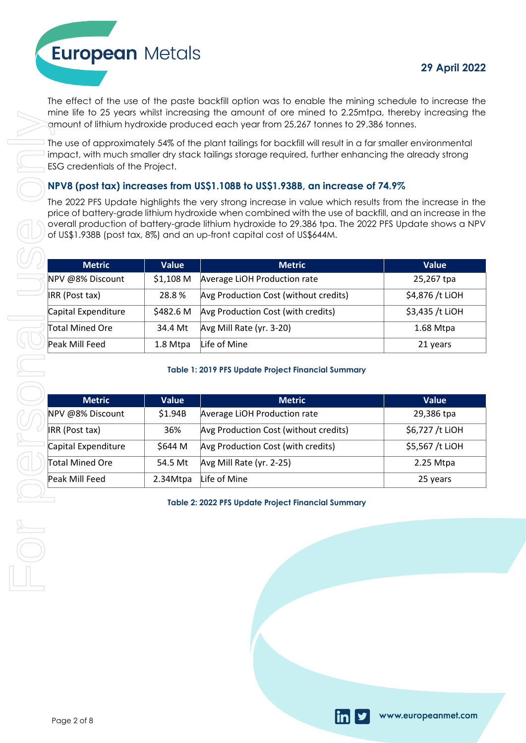The effect of the use of the paste backfill option was to enable the mining schedule to increase the mine life to 25 years whilst increasing the amount of ore mined to 2.25mtpa, thereby increasing the amount of lithium hydroxide produced each year from 25,267 tonnes to 29,386 tonnes.

The use of approximately 54% of the plant tailings for backfill will result in a far smaller environmental impact, with much smaller dry stack tailings storage required, further enhancing the already strong ESG credentials of the Project.

## NPV8 (post tax) increases from US$1.108B to US$1.938B, an increase of 74.9%

The 2022 PFS Update highlights the very strong increase in value which results from the increase in the price of battery-grade lithium hydroxide when combined with the use of backfill, and an increase in the overall production of battery-grade lithium hydroxide to 29,386 tpa. The 2022 PFS Update shows a NPV of US$1.938B (post tax, 8%) and an up-front capital cost of US$644M.

| Metric | Value | Metric | Value |
|---|---|---|---|
| NPV @8% Discount | $1,108 M | Average LiOH Production rate | 25,267 tpa |
| IRR (Post tax) | 28.8 % | Avg Production Cost (without credits) | $4,876 /t LiOH |
| Capital Expenditure | $482.6 M | Avg Production Cost (with credits) | $3,435 /t LiOH |
| Total Mined Ore | 34.4 Mt | Avg Mill Rate (yr. 3-20) | 1.68 Mtpa |
| Peak Mill Feed | 1.8 Mtpa | Life of Mine | 21 years |

**Table 1: 2019 PFS Update Project Financial Summary**

| Metric | Value | Metric | Value |
|---|---|---|---|
| NPV @8% Discount | $1.94B | Average LiOH Production rate | 29,386 tpa |
| IRR (Post tax) | 36% | Avg Production Cost (without credits) | $6,727 /t LiOH |
| Capital Expenditure | $644 M | Avg Production Cost (with credits) | $5,567 /t LiOH |
| Total Mined Ore | 54.5 Mt | Avg Mill Rate (yr. 2-25) | 2.25 Mtpa |
| Peak Mill Feed | 2.34Mtpa | Life of Mine | 25 years |

**Table 2: 2022 PFS Update Project Financial Summary**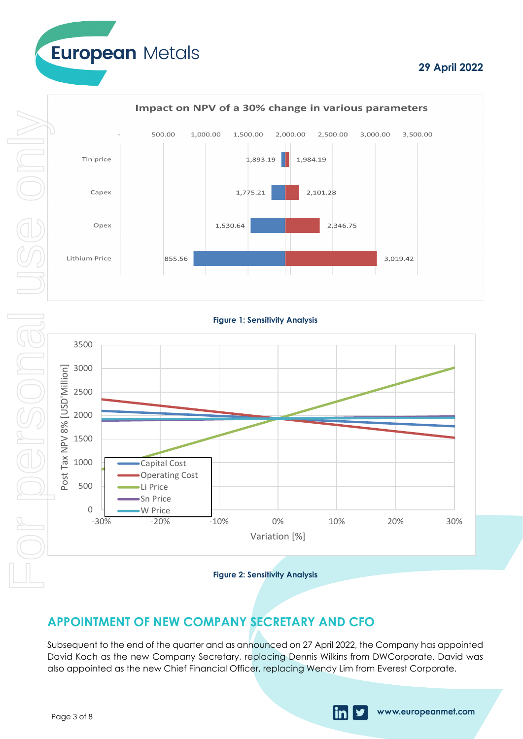Figure 1: Sensitivity Analysis

Figure 2: Sensitivity Analysis

## APPOINTMENT OF NEW COMPANY SECRETARY AND CFO

Subsequent to the end of the quarter and as announced on 27 April 2022, the Company has appointed David Koch as the new Company Secretary, replacing Dennis Wilkins from DWCorporate. David was also appointed as the new Chief Financial Officer, replacing Wendy Lim from Everest Corporate.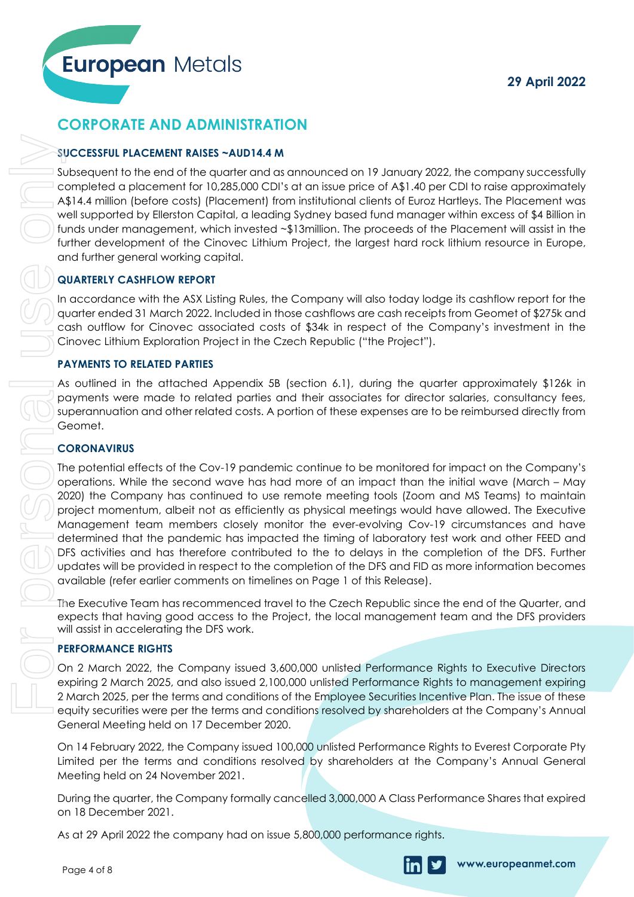## CORPORATE AND ADMINISTRATION

### SUCCESSFUL PLACEMENT RAISES ~AUD14.4 M

Subsequent to the end of the quarter and as announced on 19 January 2022, the company successfully completed a placement for 10,285,000 CDI's at an issue price of A$1.40 per CDI to raise approximately A$14.4 million (before costs) (Placement) from institutional clients of Euroz Hartleys. The Placement was well supported by Ellerston Capital, a leading Sydney based fund manager within excess of $4 Billion in funds under management, which invested ~$13million. The proceeds of the Placement will assist in the further development of the Cinovec Lithium Project, the largest hard rock lithium resource in Europe, and further general working capital.

### QUARTERLY CASHFLOW REPORT

In accordance with the ASX Listing Rules, the Company will also today lodge its cashflow report for the quarter ended 31 March 2022. Included in those cashflows are cash receipts from Geomet of $275k and cash outflow for Cinovec associated costs of $34k in respect of the Company's investment in the Cinovec Lithium Exploration Project in the Czech Republic ("the Project").

### PAYMENTS TO RELATED PARTIES

As outlined in the attached Appendix 5B (section 6.1), during the quarter approximately $126k in payments were made to related parties and their associates for director salaries, consultancy fees, superannuation and other related costs. A portion of these expenses are to be reimbursed directly from Geomet.

### CORONAVIRUS

The potential effects of the Cov-19 pandemic continue to be monitored for impact on the Company's operations. While the second wave has had more of an impact than the initial wave (March – May 2020) the Company has continued to use remote meeting tools (Zoom and MS Teams) to maintain project momentum, albeit not as efficiently as physical meetings would have allowed. The Executive Management team members closely monitor the ever-evolving Cov-19 circumstances and have determined that the pandemic has impacted the timing of laboratory test work and other FEED and DFS activities and has therefore contributed to the to delays in the completion of the DFS. Further updates will be provided in respect to the completion of the DFS and FID as more information becomes available (refer earlier comments on timelines on Page 1 of this Release).

The Executive Team has recommenced travel to the Czech Republic since the end of the Quarter, and expects that having good access to the Project, the local management team and the DFS providers will assist in accelerating the DFS work.

### PERFORMANCE RIGHTS

On 2 March 2022, the Company issued 3,600,000 unlisted Performance Rights to Executive Directors expiring 2 March 2025, and also issued 2,100,000 unlisted Performance Rights to management expiring 2 March 2025, per the terms and conditions of the Employee Securities Incentive Plan. The issue of these equity securities were per the terms and conditions resolved by shareholders at the Company's Annual General Meeting held on 17 December 2020.

On 14 February 2022, the Company issued 100,000 unlisted Performance Rights to Everest Corporate Pty Limited per the terms and conditions resolved by shareholders at the Company's Annual General Meeting held on 24 November 2021.

During the quarter, the Company formally cancelled 3,000,000 A Class Performance Shares that expired on 18 December 2021.

As at 29 April 2022 the company had on issue 5,800,000 performance rights.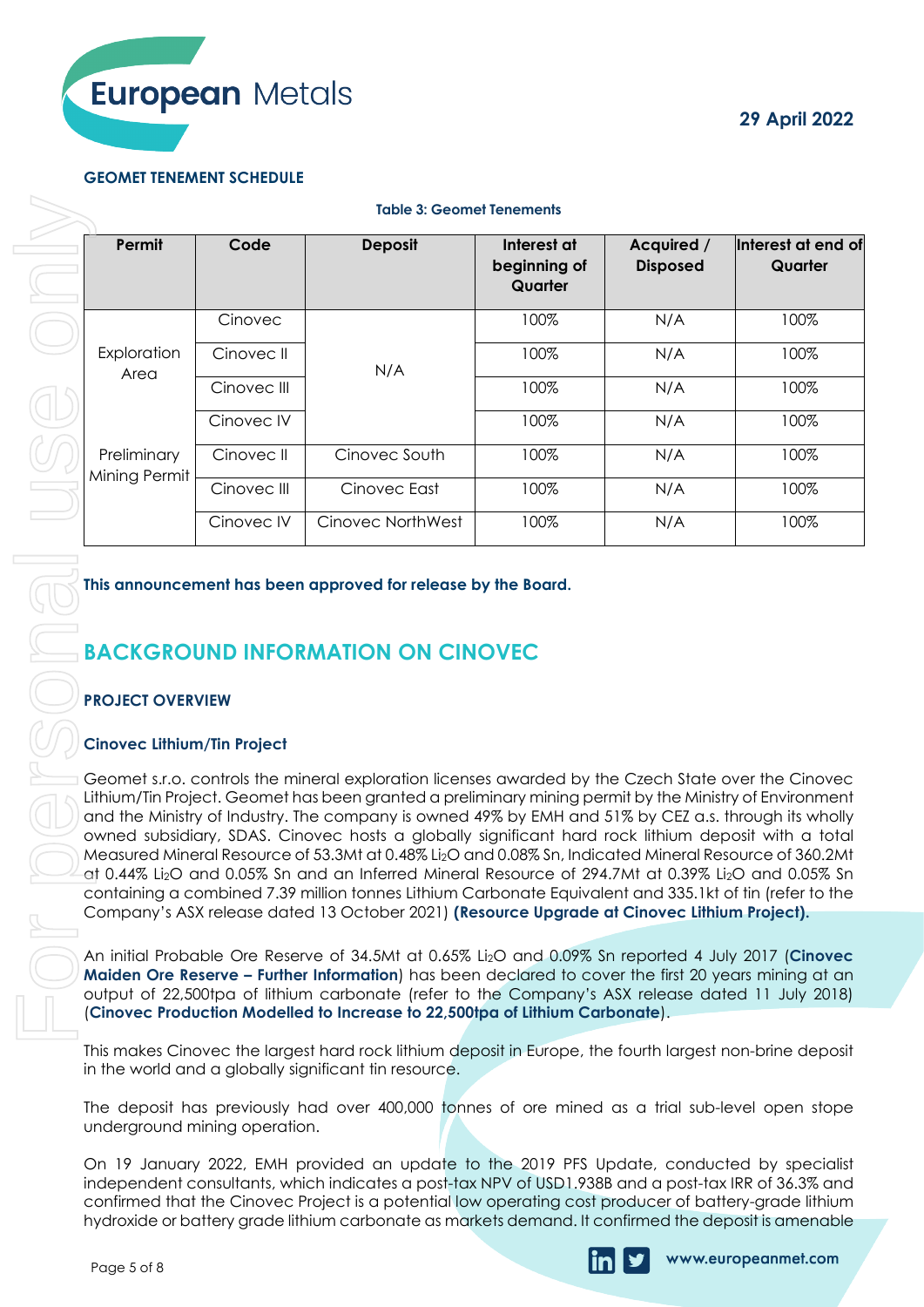**GEOMET TENEMENT SCHEDULE**

**Table 3: Geomet Tenements**

| Permit | Code | Deposit | Interest at beginning of Quarter | Acquired / Disposed | Interest at end of Quarter |
|---|---|---|---|---|---|
| Exploration Area | Cinovec | N/A | 100% | N/A | 100% |
| | Cinovec II | | 100% | N/A | 100% |
| | Cinovec III | | 100% | N/A | 100% |
| | Cinovec IV | | 100% | N/A | 100% |
| Preliminary Mining Permit | Cinovec II | Cinovec South | 100% | N/A | 100% |
| | Cinovec III | Cinovec East | 100% | N/A | 100% |
| | Cinovec IV | Cinovec NorthWest | 100% | N/A | 100% |

**This announcement has been approved for release by the Board.**

## BACKGROUND INFORMATION ON CINOVEC

**PROJECT OVERVIEW**

**Cinovec Lithium/Tin Project**

Geomet s.r.o. controls the mineral exploration licenses awarded by the Czech State over the Cinovec Lithium/Tin Project. Geomet has been granted a preliminary mining permit by the Ministry of Environment and the Ministry of Industry. The company is owned 49% by EMH and 51% by CEZ a.s. through its wholly owned subsidiary, SDAS. Cinovec hosts a globally significant hard rock lithium deposit with a total Measured Mineral Resource of 53.3Mt at 0.48% $Li_2O$ and 0.08% Sn, Indicated Mineral Resource of 360.2Mt at 0.44% $Li_2O$ and 0.05% Sn and an Inferred Mineral Resource of 294.7Mt at 0.39% $Li_2O$ and 0.05% Sn containing a combined 7.39 million tonnes Lithium Carbonate Equivalent and 335.1kt of tin (refer to the Company's ASX release dated 13 October 2021) **(Resource Upgrade at Cinovec Lithium Project).**

An initial Probable Ore Reserve of 34.5Mt at 0.65% $Li_2O$ and 0.09% Sn reported 4 July 2017 (**Cinovec Maiden Ore Reserve – Further Information**) has been declared to cover the first 20 years mining at an output of 22,500tpa of lithium carbonate (refer to the Company's ASX release dated 11 July 2018) (**Cinovec Production Modelled to Increase to 22,500tpa of Lithium Carbonate**).

This makes Cinovec the largest hard rock lithium deposit in Europe, the fourth largest non-brine deposit in the world and a globally significant tin resource.

The deposit has previously had over 400,000 tonnes of ore mined as a trial sub-level open stope underground mining operation.

On 19 January 2022, EMH provided an update to the 2019 PFS Update, conducted by specialist independent consultants, which indicates a post-tax NPV of USD1.938B and a post-tax IRR of 36.3% and confirmed that the Cinovec Project is a potential low operating cost producer of battery-grade lithium hydroxide or battery grade lithium carbonate as markets demand. It confirmed the deposit is amenable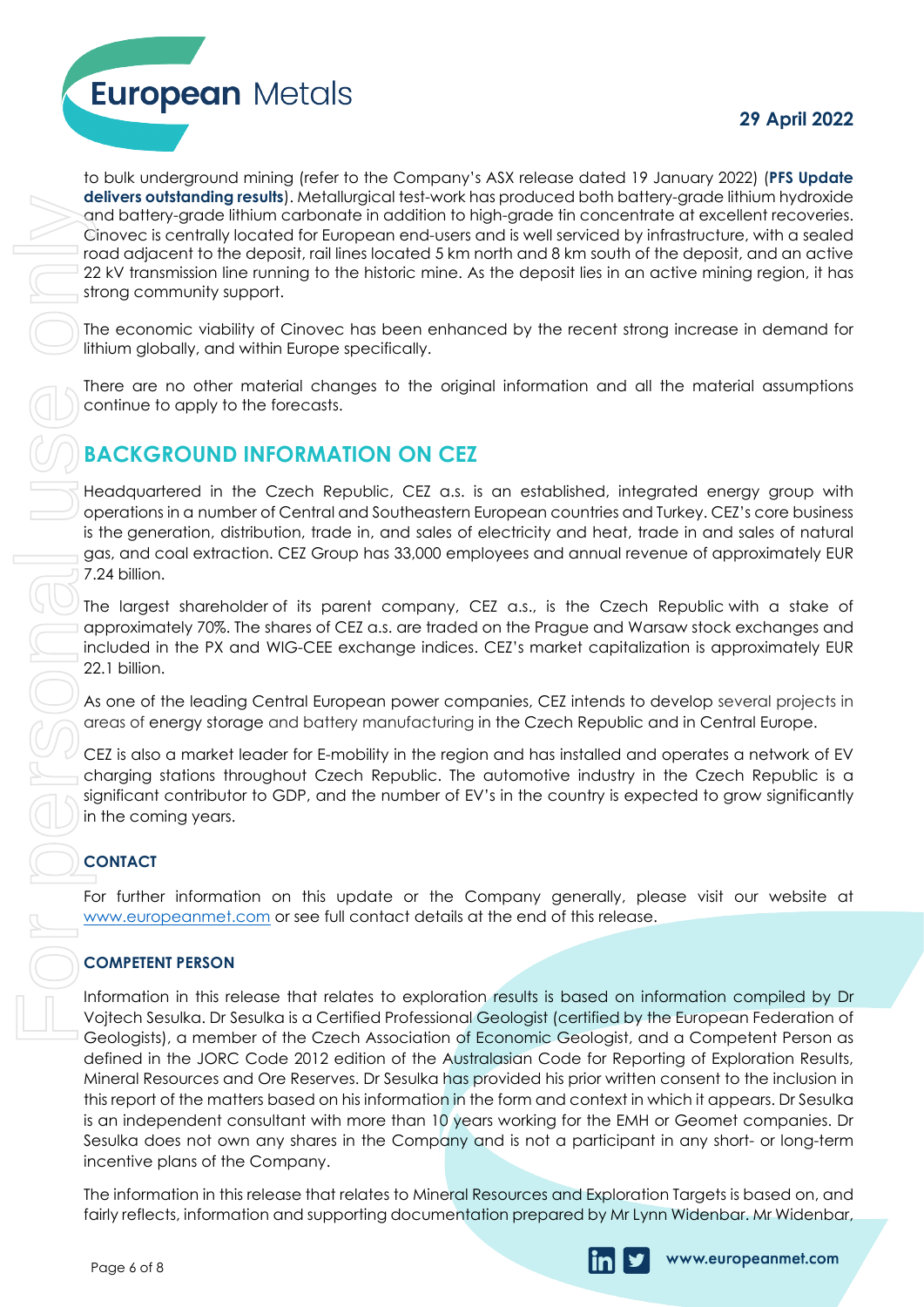to bulk underground mining (refer to the Company's ASX release dated 19 January 2022) (**PFS Update delivers outstanding results**). Metallurgical test-work has produced both battery-grade lithium hydroxide and battery-grade lithium carbonate in addition to high-grade tin concentrate at excellent recoveries. Cinovec is centrally located for European end-users and is well serviced by infrastructure, with a sealed road adjacent to the deposit, rail lines located 5 km north and 8 km south of the deposit, and an active 22 kV transmission line running to the historic mine. As the deposit lies in an active mining region, it has strong community support.

The economic viability of Cinovec has been enhanced by the recent strong increase in demand for lithium globally, and within Europe specifically.

There are no other material changes to the original information and all the material assumptions continue to apply to the forecasts.

## BACKGROUND INFORMATION ON CEZ

Headquartered in the Czech Republic, CEZ a.s. is an established, integrated energy group with operations in a number of Central and Southeastern European countries and Turkey. CEZ's core business is the generation, distribution, trade in, and sales of electricity and heat, trade in and sales of natural gas, and coal extraction. CEZ Group has 33,000 employees and annual revenue of approximately EUR 7.24 billion.

The largest shareholder of its parent company, CEZ a.s., is the Czech Republic with a stake of approximately 70%. The shares of CEZ a.s. are traded on the Prague and Warsaw stock exchanges and included in the PX and WIG-CEE exchange indices. CEZ's market capitalization is approximately EUR 22.1 billion.

As one of the leading Central European power companies, CEZ intends to develop several projects in areas of energy storage and battery manufacturing in the Czech Republic and in Central Europe.

CEZ is also a market leader for E-mobility in the region and has installed and operates a network of EV charging stations throughout Czech Republic. The automotive industry in the Czech Republic is a significant contributor to GDP, and the number of EV's in the country is expected to grow significantly in the coming years.

### CONTACT

For further information on this update or the Company generally, please visit our website at www.europeanmet.com or see full contact details at the end of this release.

### COMPETENT PERSON

Information in this release that relates to exploration results is based on information compiled by Dr Vojtech Sesulka. Dr Sesulka is a Certified Professional Geologist (certified by the European Federation of Geologists), a member of the Czech Association of Economic Geologist, and a Competent Person as defined in the JORC Code 2012 edition of the Australasian Code for Reporting of Exploration Results, Mineral Resources and Ore Reserves. Dr Sesulka has provided his prior written consent to the inclusion in this report of the matters based on his information in the form and context in which it appears. Dr Sesulka is an independent consultant with more than 10 years working for the EMH or Geomet companies. Dr Sesulka does not own any shares in the Company and is not a participant in any short- or long-term incentive plans of the Company.

The information in this release that relates to Mineral Resources and Exploration Targets is based on, and fairly reflects, information and supporting documentation prepared by Mr Lynn Widenbar. Mr Widenbar,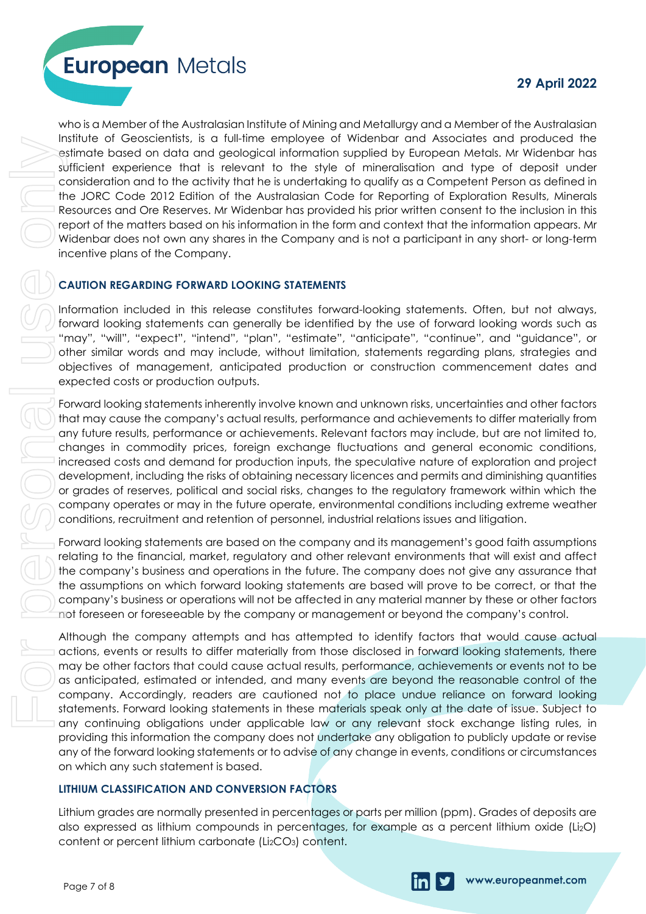who is a Member of the Australasian Institute of Mining and Metallurgy and a Member of the Australasian Institute of Geoscientists, is a full-time employee of Widenbar and Associates and produced the estimate based on data and geological information supplied by European Metals. Mr Widenbar has sufficient experience that is relevant to the style of mineralisation and type of deposit under consideration and to the activity that he is undertaking to qualify as a Competent Person as defined in the JORC Code 2012 Edition of the Australasian Code for Reporting of Exploration Results, Minerals Resources and Ore Reserves. Mr Widenbar has provided his prior written consent to the inclusion in this report of the matters based on his information in the form and context that the information appears. Mr Widenbar does not own any shares in the Company and is not a participant in any short- or long-term incentive plans of the Company.

### CAUTION REGARDING FORWARD LOOKING STATEMENTS

Information included in this release constitutes forward-looking statements. Often, but not always, forward looking statements can generally be identified by the use of forward looking words such as "may", "will", "expect", "intend", "plan", "estimate", "anticipate", "continue", and "guidance", or other similar words and may include, without limitation, statements regarding plans, strategies and objectives of management, anticipated production or construction commencement dates and expected costs or production outputs.

Forward looking statements inherently involve known and unknown risks, uncertainties and other factors that may cause the company's actual results, performance and achievements to differ materially from any future results, performance or achievements. Relevant factors may include, but are not limited to, changes in commodity prices, foreign exchange fluctuations and general economic conditions, increased costs and demand for production inputs, the speculative nature of exploration and project development, including the risks of obtaining necessary licences and permits and diminishing quantities or grades of reserves, political and social risks, changes to the regulatory framework within which the company operates or may in the future operate, environmental conditions including extreme weather conditions, recruitment and retention of personnel, industrial relations issues and litigation.

Forward looking statements are based on the company and its management's good faith assumptions relating to the financial, market, regulatory and other relevant environments that will exist and affect the company's business and operations in the future. The company does not give any assurance that the assumptions on which forward looking statements are based will prove to be correct, or that the company's business or operations will not be affected in any material manner by these or other factors not foreseen or foreseeable by the company or management or beyond the company's control.

Although the company attempts and has attempted to identify factors that would cause actual actions, events or results to differ materially from those disclosed in forward looking statements, there may be other factors that could cause actual results, performance, achievements or events not to be as anticipated, estimated or intended, and many events are beyond the reasonable control of the company. Accordingly, readers are cautioned not to place undue reliance on forward looking statements. Forward looking statements in these materials speak only at the date of issue. Subject to any continuing obligations under applicable law or any relevant stock exchange listing rules, in providing this information the company does not undertake any obligation to publicly update or revise any of the forward looking statements or to advise of any change in events, conditions or circumstances on which any such statement is based.

### LITHIUM CLASSIFICATION AND CONVERSION FACTORS

Lithium grades are normally presented in percentages or parts per million (ppm). Grades of deposits are also expressed as lithium compounds in percentages, for example as a percent lithium oxide ($Li_2O$) content or percent lithium carbonate ($Li_2CO_3$) content.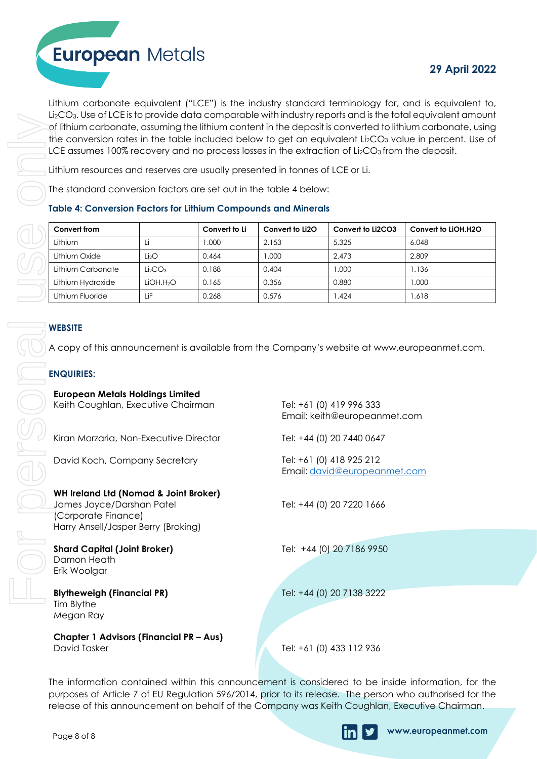Lithium carbonate equivalent ("LCE") is the industry standard terminology for, and is equivalent to, $Li_2CO_3$. Use of LCE is to provide data comparable with industry reports and is the total equivalent amount of lithium carbonate, assuming the lithium content in the deposit is converted to lithium carbonate, using the conversion rates in the table included below to get an equivalent $Li_2CO_3$ value in percent. Use of LCE assumes 100% recovery and no process losses in the extraction of $Li_2CO_3$ from the deposit.

Lithium resources and reserves are usually presented in tonnes of LCE or Li.

The standard conversion factors are set out in the table 4 below:

### Table 4: Conversion Factors for Lithium Compounds and Minerals

| Convert from | | Convert to Li | Convert to Li2O | Convert to Li2CO3 | Convert to LiOH.H2O |
|---|---|---|---|---|---|
| Lithium | Li | 1.000 | 2.153 | 5.325 | 6.048 |
| Lithium Oxide | $Li_2O$ | 0.464 | 1.000 | 2.473 | 2.809 |
| Lithium Carbonate | $Li_2CO_3$ | 0.188 | 0.404 | 1.000 | 1.136 |
| Lithium Hydroxide | $LiOH.H_2O$ | 0.165 | 0.356 | 0.880 | 1.000 |
| Lithium Fluoride | LiF | 0.268 | 0.576 | 1.424 | 1.618 |

## WEBSITE

A copy of this announcement is available from the Company's website at www.europeanmet.com.

## ENQUIRIES:

| | |
|---|---|
| **European Metals Holdings Limited** | |
| Keith Coughlan, Executive Chairman | Tel: +61 (0) 419 996 333<br>Email: keith@europeanmet.com |
| Kiran Morzaria, Non-Executive Director | Tel: +44 (0) 20 7440 0647 |
| David Koch, Company Secretary | Tel: +61 (0) 418 925 212<br>Email: david@europeanmet.com |
| **WH Ireland Ltd (Nomad & Joint Broker)**<br>James Joyce/Darshan Patel (Corporate Finance)<br>Harry Ansell/Jasper Berry (Broking) | Tel: +44 (0) 20 7220 1666 |
| **Shard Capital (Joint Broker)**<br>Damon Heath<br>Erik Woolgar | Tel: +44 (0) 20 7186 9950 |
| **Blytheweigh (Financial PR)**<br>Tim Blythe<br>Megan Ray | Tel: +44 (0) 20 7138 3222 |
| **Chapter 1 Advisors (Financial PR – Aus)**<br>David Tasker | Tel: +61 (0) 433 112 936 |

The information contained within this announcement is considered to be inside information, for the purposes of Article 7 of EU Regulation 596/2014, prior to its release. The person who authorised for the release of this announcement on behalf of the Company was Keith Coughlan, Executive Chairman.